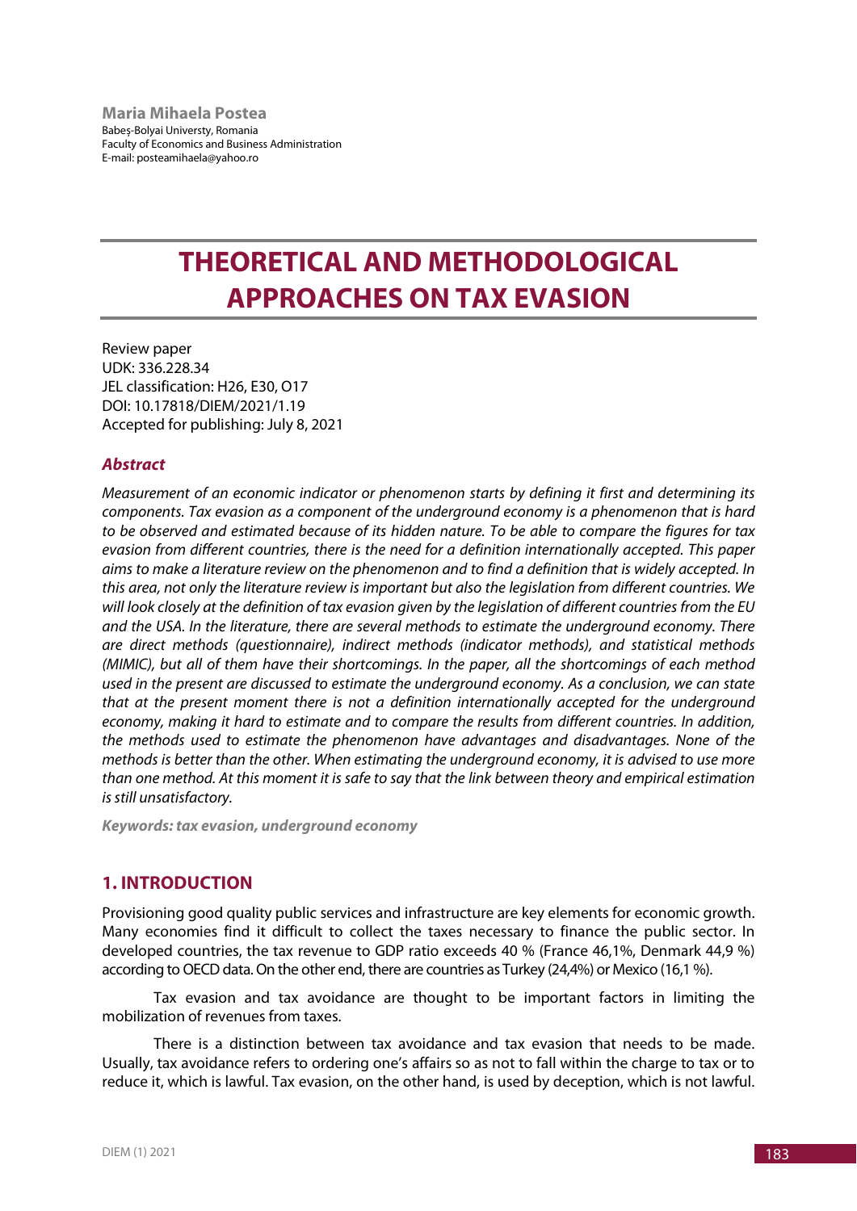**Maria Mihaela Postea**
Babeș-Bolyai Universty, Romania
Faculty of Economics and Business Administration
E-mail: posteamihaela@yahoo.ro

# THEORETICAL AND METHODOLOGICAL APPROACHES ON TAX EVASION

Review paper
UDK: 336.228.34
JEL classification: H26, E30, O17
DOI: 10.17818/DIEM/2021/1.19
Accepted for publishing: July 8, 2021

### *Abstract*

*Measurement of an economic indicator or phenomenon starts by defining it first and determining its components. Tax evasion as a component of the underground economy is a phenomenon that is hard to be observed and estimated because of its hidden nature. To be able to compare the figures for tax evasion from different countries, there is the need for a definition internationally accepted. This paper aims to make a literature review on the phenomenon and to find a definition that is widely accepted. In this area, not only the literature review is important but also the legislation from different countries. We will look closely at the definition of tax evasion given by the legislation of different countries from the EU and the USA. In the literature, there are several methods to estimate the underground economy. There are direct methods (questionnaire), indirect methods (indicator methods), and statistical methods (MIMIC), but all of them have their shortcomings. In the paper, all the shortcomings of each method used in the present are discussed to estimate the underground economy. As a conclusion, we can state that at the present moment there is not a definition internationally accepted for the underground economy, making it hard to estimate and to compare the results from different countries. In addition, the methods used to estimate the phenomenon have advantages and disadvantages. None of the methods is better than the other. When estimating the underground economy, it is advised to use more than one method. At this moment it is safe to say that the link between theory and empirical estimation is still unsatisfactory.*

***Keywords: tax evasion, underground economy***

## 1. INTRODUCTION

Provisioning good quality public services and infrastructure are key elements for economic growth. Many economies find it difficult to collect the taxes necessary to finance the public sector. In developed countries, the tax revenue to GDP ratio exceeds 40 % (France 46,1%, Denmark 44,9 %) according to OECD data. On the other end, there are countries as Turkey (24,4%) or Mexico (16,1 %).

Tax evasion and tax avoidance are thought to be important factors in limiting the mobilization of revenues from taxes.

There is a distinction between tax avoidance and tax evasion that needs to be made. Usually, tax avoidance refers to ordering one's affairs so as not to fall within the charge to tax or to reduce it, which is lawful. Tax evasion, on the other hand, is used by deception, which is not lawful.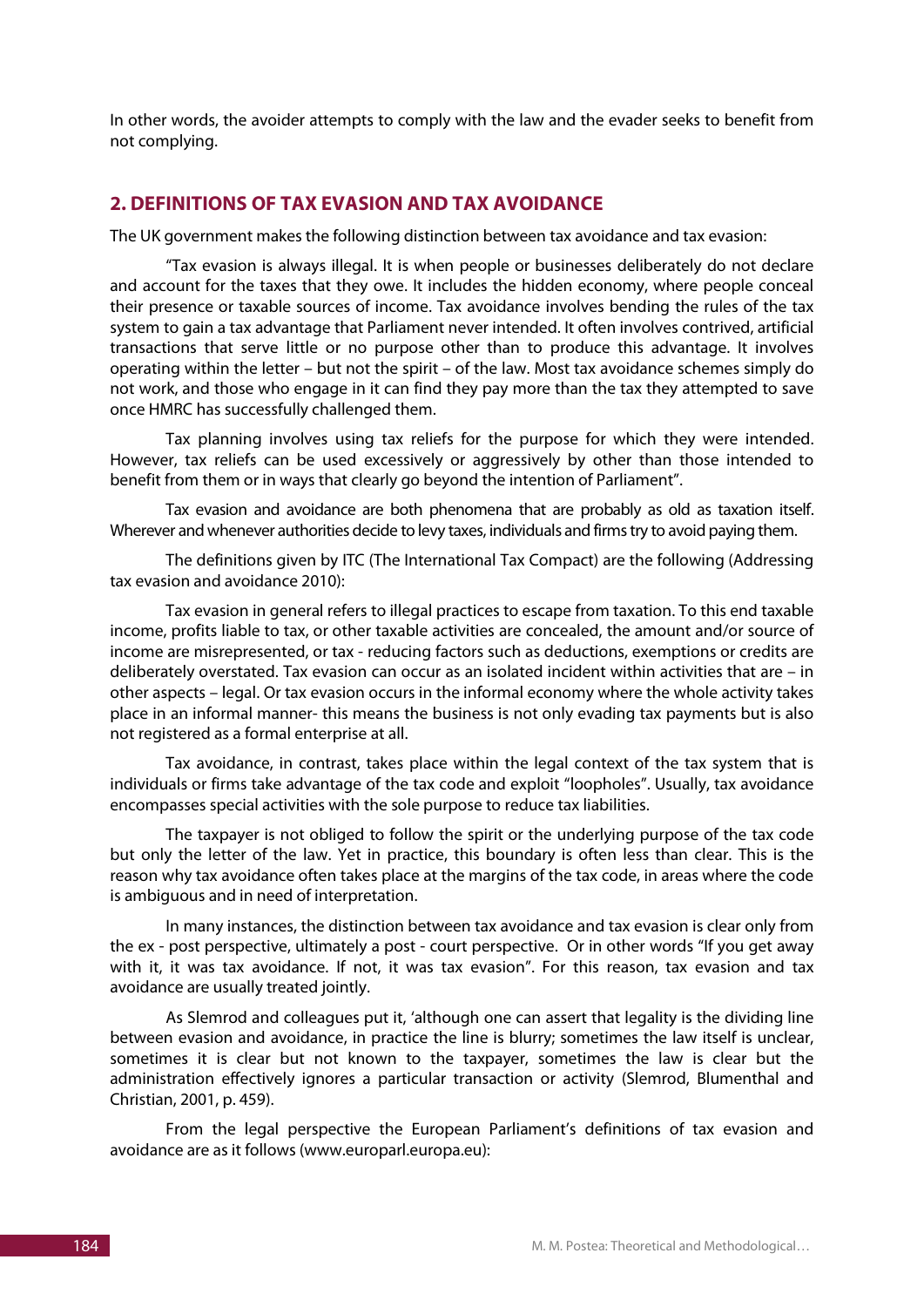In other words, the avoider attempts to comply with the law and the evader seeks to benefit from not complying.

## 2. DEFINITIONS OF TAX EVASION AND TAX AVOIDANCE

The UK government makes the following distinction between tax avoidance and tax evasion:

"Tax evasion is always illegal. It is when people or businesses deliberately do not declare and account for the taxes that they owe. It includes the hidden economy, where people conceal their presence or taxable sources of income. Tax avoidance involves bending the rules of the tax system to gain a tax advantage that Parliament never intended. It often involves contrived, artificial transactions that serve little or no purpose other than to produce this advantage. It involves operating within the letter – but not the spirit – of the law. Most tax avoidance schemes simply do not work, and those who engage in it can find they pay more than the tax they attempted to save once HMRC has successfully challenged them.

Tax planning involves using tax reliefs for the purpose for which they were intended. However, tax reliefs can be used excessively or aggressively by other than those intended to benefit from them or in ways that clearly go beyond the intention of Parliament".

Tax evasion and avoidance are both phenomena that are probably as old as taxation itself. Wherever and whenever authorities decide to levy taxes, individuals and firms try to avoid paying them.

The definitions given by ITC (The International Tax Compact) are the following (Addressing tax evasion and avoidance 2010):

Tax evasion in general refers to illegal practices to escape from taxation. To this end taxable income, profits liable to tax, or other taxable activities are concealed, the amount and/or source of income are misrepresented, or tax - reducing factors such as deductions, exemptions or credits are deliberately overstated. Tax evasion can occur as an isolated incident within activities that are – in other aspects – legal. Or tax evasion occurs in the informal economy where the whole activity takes place in an informal manner- this means the business is not only evading tax payments but is also not registered as a formal enterprise at all.

Tax avoidance, in contrast, takes place within the legal context of the tax system that is individuals or firms take advantage of the tax code and exploit "loopholes". Usually, tax avoidance encompasses special activities with the sole purpose to reduce tax liabilities.

The taxpayer is not obliged to follow the spirit or the underlying purpose of the tax code but only the letter of the law. Yet in practice, this boundary is often less than clear. This is the reason why tax avoidance often takes place at the margins of the tax code, in areas where the code is ambiguous and in need of interpretation.

In many instances, the distinction between tax avoidance and tax evasion is clear only from the ex - post perspective, ultimately a post - court perspective. Or in other words "If you get away with it, it was tax avoidance. If not, it was tax evasion". For this reason, tax evasion and tax avoidance are usually treated jointly.

As Slemrod and colleagues put it, 'although one can assert that legality is the dividing line between evasion and avoidance, in practice the line is blurry; sometimes the law itself is unclear, sometimes it is clear but not known to the taxpayer, sometimes the law is clear but the administration effectively ignores a particular transaction or activity (Slemrod, Blumenthal and Christian, 2001, p. 459).

From the legal perspective the European Parliament's definitions of tax evasion and avoidance are as it follows (www.europarl.europa.eu):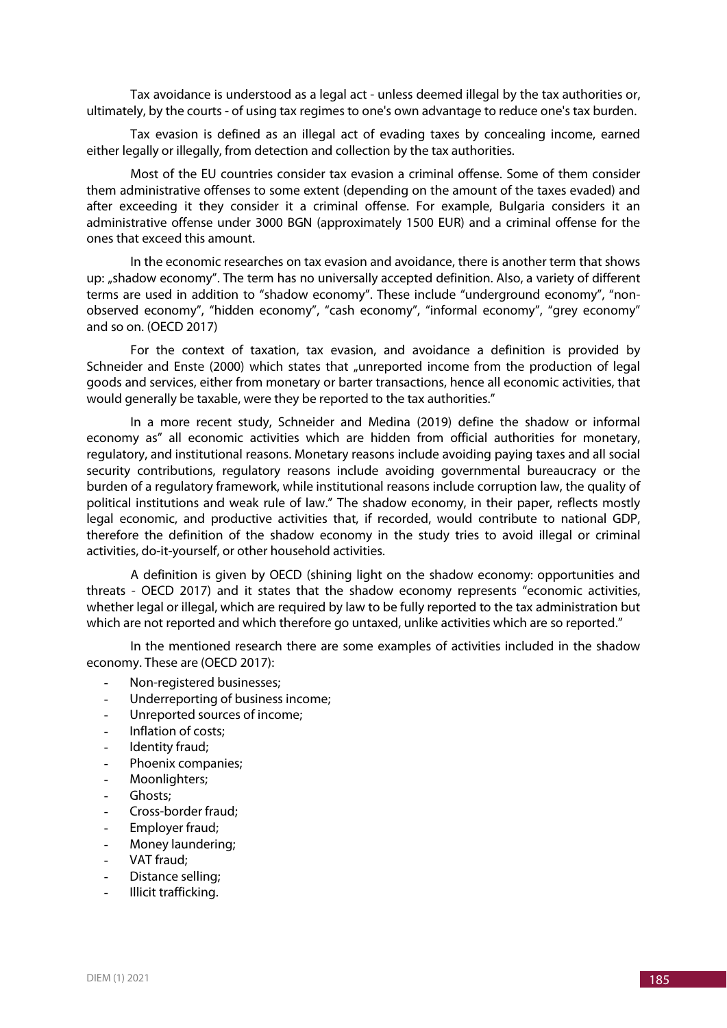Tax avoidance is understood as a legal act - unless deemed illegal by the tax authorities or, ultimately, by the courts - of using tax regimes to one's own advantage to reduce one's tax burden.

Tax evasion is defined as an illegal act of evading taxes by concealing income, earned either legally or illegally, from detection and collection by the tax authorities.

Most of the EU countries consider tax evasion a criminal offense. Some of them consider them administrative offenses to some extent (depending on the amount of the taxes evaded) and after exceeding it they consider it a criminal offense. For example, Bulgaria considers it an administrative offense under 3000 BGN (approximately 1500 EUR) and a criminal offense for the ones that exceed this amount.

In the economic researches on tax evasion and avoidance, there is another term that shows up: „shadow economy". The term has no universally accepted definition. Also, a variety of different terms are used in addition to "shadow economy". These include "underground economy", "non-observed economy", "hidden economy", "cash economy", "informal economy", "grey economy" and so on. (OECD 2017)

For the context of taxation, tax evasion, and avoidance a definition is provided by Schneider and Enste (2000) which states that „unreported income from the production of legal goods and services, either from monetary or barter transactions, hence all economic activities, that would generally be taxable, were they be reported to the tax authorities."

In a more recent study, Schneider and Medina (2019) define the shadow or informal economy as" all economic activities which are hidden from official authorities for monetary, regulatory, and institutional reasons. Monetary reasons include avoiding paying taxes and all social security contributions, regulatory reasons include avoiding governmental bureaucracy or the burden of a regulatory framework, while institutional reasons include corruption law, the quality of political institutions and weak rule of law." The shadow economy, in their paper, reflects mostly legal economic, and productive activities that, if recorded, would contribute to national GDP, therefore the definition of the shadow economy in the study tries to avoid illegal or criminal activities, do-it-yourself, or other household activities.

A definition is given by OECD (shining light on the shadow economy: opportunities and threats - OECD 2017) and it states that the shadow economy represents "economic activities, whether legal or illegal, which are required by law to be fully reported to the tax administration but which are not reported and which therefore go untaxed, unlike activities which are so reported."

In the mentioned research there are some examples of activities included in the shadow economy. These are (OECD 2017):

- Non-registered businesses;
- Underreporting of business income;
- Unreported sources of income;
- Inflation of costs;
- Identity fraud;
- Phoenix companies;
- Moonlighters;
- Ghosts;
- Cross-border fraud;
- Employer fraud;
- Money laundering;
- VAT fraud;
- Distance selling;
- Illicit trafficking.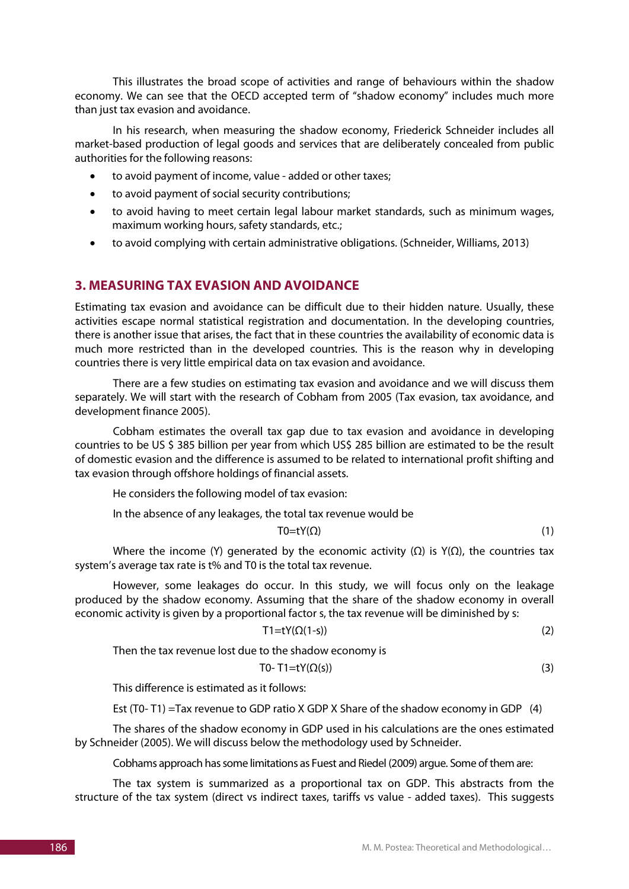This illustrates the broad scope of activities and range of behaviours within the shadow economy. We can see that the OECD accepted term of "shadow economy" includes much more than just tax evasion and avoidance.

In his research, when measuring the shadow economy, Friederick Schneider includes all market-based production of legal goods and services that are deliberately concealed from public authorities for the following reasons:

- to avoid payment of income, value - added or other taxes;
- to avoid payment of social security contributions;
- to avoid having to meet certain legal labour market standards, such as minimum wages, maximum working hours, safety standards, etc.;
- to avoid complying with certain administrative obligations. (Schneider, Williams, 2013)

## 3. MEASURING TAX EVASION AND AVOIDANCE

Estimating tax evasion and avoidance can be difficult due to their hidden nature. Usually, these activities escape normal statistical registration and documentation. In the developing countries, there is another issue that arises, the fact that in these countries the availability of economic data is much more restricted than in the developed countries. This is the reason why in developing countries there is very little empirical data on tax evasion and avoidance.

There are a few studies on estimating tax evasion and avoidance and we will discuss them separately. We will start with the research of Cobham from 2005 (Tax evasion, tax avoidance, and development finance 2005).

Cobham estimates the overall tax gap due to tax evasion and avoidance in developing countries to be US $ 385 billion per year from which US$ 285 billion are estimated to be the result of domestic evasion and the difference is assumed to be related to international profit shifting and tax evasion through offshore holdings of financial assets.

He considers the following model of tax evasion:

In the absence of any leakages, the total tax revenue would be

$$T0 = tY(\Omega) \tag{1}$$

Where the income (Y) generated by the economic activity ($\Omega$) is $Y(\Omega)$, the countries tax system's average tax rate is t% and T0 is the total tax revenue.

However, some leakages do occur. In this study, we will focus only on the leakage produced by the shadow economy. Assuming that the share of the shadow economy in overall economic activity is given by a proportional factor s, the tax revenue will be diminished by s:

$$T1 = tY(\Omega(1-s)) \tag{2}$$

Then the tax revenue lost due to the shadow economy is

$$T0 - T1 = tY(\Omega(s)) \tag{3}$$

This difference is estimated as it follows:

Est (T0- T1) =Tax revenue to GDP ratio X GDP X Share of the shadow economy in GDP (4)

The shares of the shadow economy in GDP used in his calculations are the ones estimated by Schneider (2005). We will discuss below the methodology used by Schneider.

Cobhams approach has some limitations as Fuest and Riedel (2009) argue. Some of them are:

The tax system is summarized as a proportional tax on GDP. This abstracts from the structure of the tax system (direct vs indirect taxes, tariffs vs value - added taxes). This suggests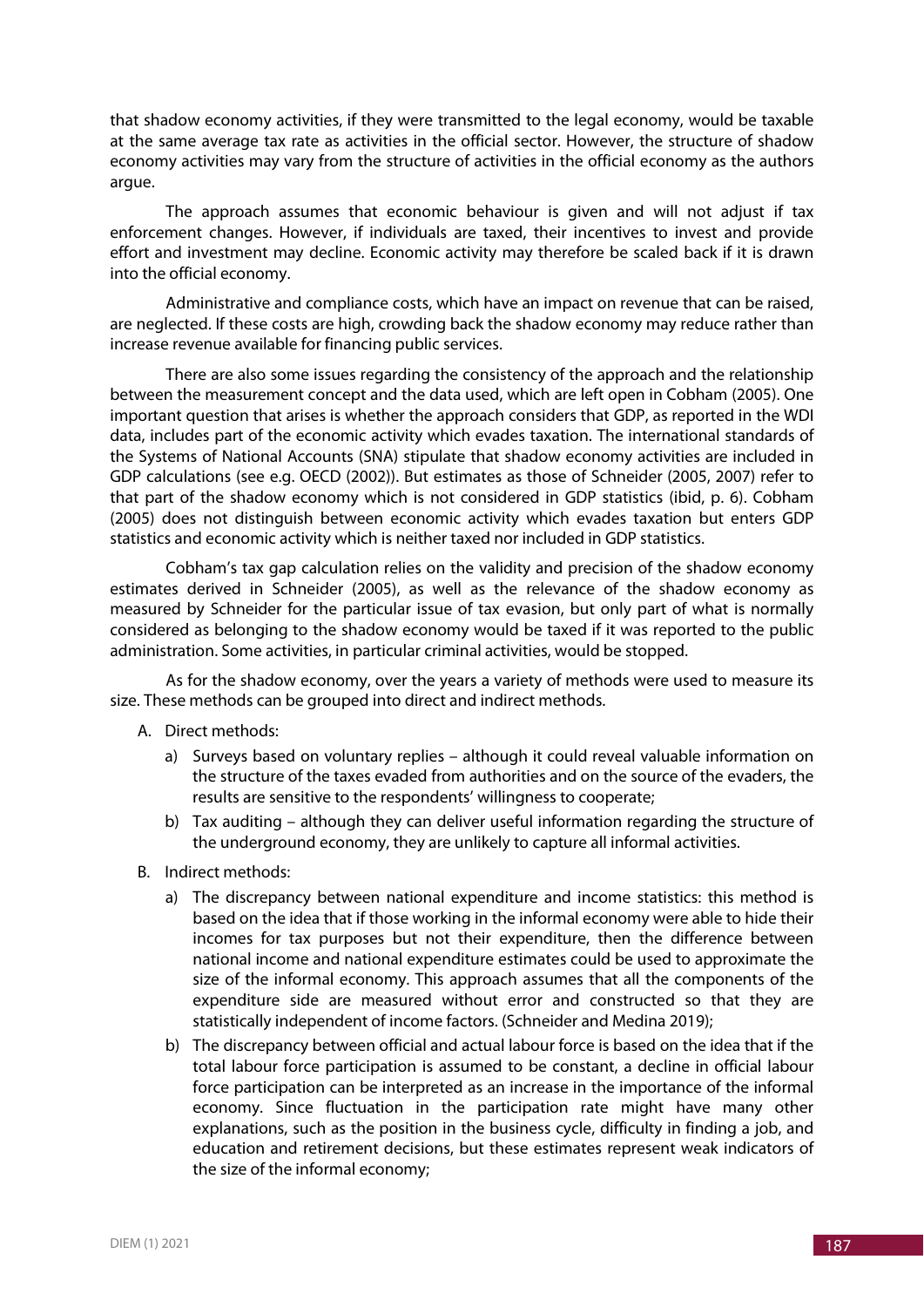that shadow economy activities, if they were transmitted to the legal economy, would be taxable at the same average tax rate as activities in the official sector. However, the structure of shadow economy activities may vary from the structure of activities in the official economy as the authors argue.

The approach assumes that economic behaviour is given and will not adjust if tax enforcement changes. However, if individuals are taxed, their incentives to invest and provide effort and investment may decline. Economic activity may therefore be scaled back if it is drawn into the official economy.

Administrative and compliance costs, which have an impact on revenue that can be raised, are neglected. If these costs are high, crowding back the shadow economy may reduce rather than increase revenue available for financing public services.

There are also some issues regarding the consistency of the approach and the relationship between the measurement concept and the data used, which are left open in Cobham (2005). One important question that arises is whether the approach considers that GDP, as reported in the WDI data, includes part of the economic activity which evades taxation. The international standards of the Systems of National Accounts (SNA) stipulate that shadow economy activities are included in GDP calculations (see e.g. OECD (2002)). But estimates as those of Schneider (2005, 2007) refer to that part of the shadow economy which is not considered in GDP statistics (ibid, p. 6). Cobham (2005) does not distinguish between economic activity which evades taxation but enters GDP statistics and economic activity which is neither taxed nor included in GDP statistics.

Cobham's tax gap calculation relies on the validity and precision of the shadow economy estimates derived in Schneider (2005), as well as the relevance of the shadow economy as measured by Schneider for the particular issue of tax evasion, but only part of what is normally considered as belonging to the shadow economy would be taxed if it was reported to the public administration. Some activities, in particular criminal activities, would be stopped.

As for the shadow economy, over the years a variety of methods were used to measure its size. These methods can be grouped into direct and indirect methods.

A. Direct methods:
   a) Surveys based on voluntary replies – although it could reveal valuable information on the structure of the taxes evaded from authorities and on the source of the evaders, the results are sensitive to the respondents' willingness to cooperate;
   b) Tax auditing – although they can deliver useful information regarding the structure of the underground economy, they are unlikely to capture all informal activities.
B. Indirect methods:
   a) The discrepancy between national expenditure and income statistics: this method is based on the idea that if those working in the informal economy were able to hide their incomes for tax purposes but not their expenditure, then the difference between national income and national expenditure estimates could be used to approximate the size of the informal economy. This approach assumes that all the components of the expenditure side are measured without error and constructed so that they are statistically independent of income factors. (Schneider and Medina 2019);
   b) The discrepancy between official and actual labour force is based on the idea that if the total labour force participation is assumed to be constant, a decline in official labour force participation can be interpreted as an increase in the importance of the informal economy. Since fluctuation in the participation rate might have many other explanations, such as the position in the business cycle, difficulty in finding a job, and education and retirement decisions, but these estimates represent weak indicators of the size of the informal economy;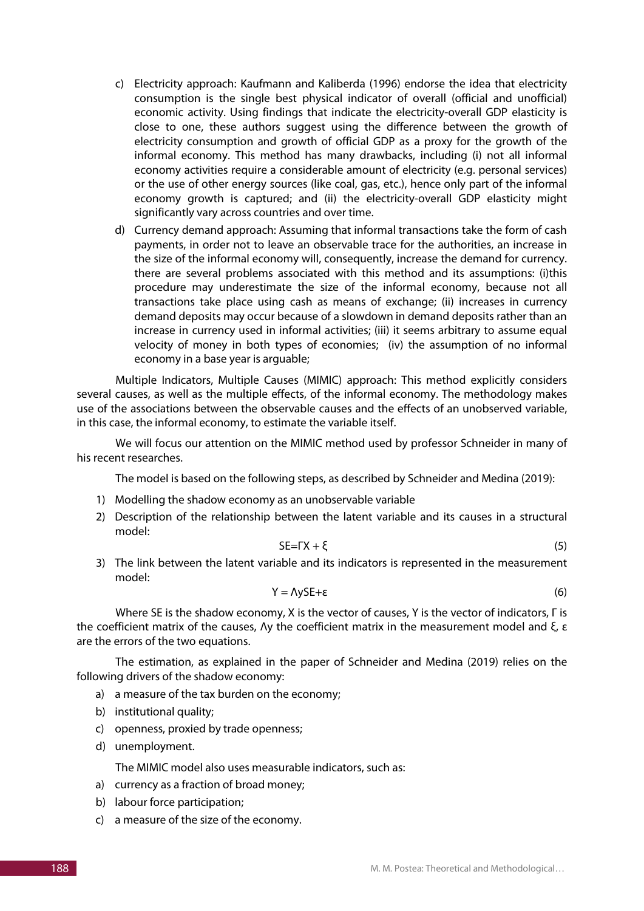c) Electricity approach: Kaufmann and Kaliberda (1996) endorse the idea that electricity consumption is the single best physical indicator of overall (official and unofficial) economic activity. Using findings that indicate the electricity-overall GDP elasticity is close to one, these authors suggest using the difference between the growth of electricity consumption and growth of official GDP as a proxy for the growth of the informal economy. This method has many drawbacks, including (i) not all informal economy activities require a considerable amount of electricity (e.g. personal services) or the use of other energy sources (like coal, gas, etc.), hence only part of the informal economy growth is captured; and (ii) the electricity-overall GDP elasticity might significantly vary across countries and over time.

d) Currency demand approach: Assuming that informal transactions take the form of cash payments, in order not to leave an observable trace for the authorities, an increase in the size of the informal economy will, consequently, increase the demand for currency. there are several problems associated with this method and its assumptions: (i)this procedure may underestimate the size of the informal economy, because not all transactions take place using cash as means of exchange; (ii) increases in currency demand deposits may occur because of a slowdown in demand deposits rather than an increase in currency used in informal activities; (iii) it seems arbitrary to assume equal velocity of money in both types of economies; (iv) the assumption of no informal economy in a base year is arguable;

Multiple Indicators, Multiple Causes (MIMIC) approach: This method explicitly considers several causes, as well as the multiple effects, of the informal economy. The methodology makes use of the associations between the observable causes and the effects of an unobserved variable, in this case, the informal economy, to estimate the variable itself.

We will focus our attention on the MIMIC method used by professor Schneider in many of his recent researches.

The model is based on the following steps, as described by Schneider and Medina (2019):

1) Modelling the shadow economy as an unobservable variable
2) Description of the relationship between the latent variable and its causes in a structural model:

$$SE = \Gamma X + \xi \tag{5}$$

3) The link between the latent variable and its indicators is represented in the measurement model:

$$Y = \Lambda y SE + \varepsilon \tag{6}$$

Where SE is the shadow economy, X is the vector of causes, Y is the vector of indicators, $\Gamma$ is the coefficient matrix of the causes, $\Lambda y$ the coefficient matrix in the measurement model and $\xi$, $\varepsilon$ are the errors of the two equations.

The estimation, as explained in the paper of Schneider and Medina (2019) relies on the following drivers of the shadow economy:

a) a measure of the tax burden on the economy;
b) institutional quality;
c) openness, proxied by trade openness;
d) unemployment.

The MIMIC model also uses measurable indicators, such as:

a) currency as a fraction of broad money;
b) labour force participation;
c) a measure of the size of the economy.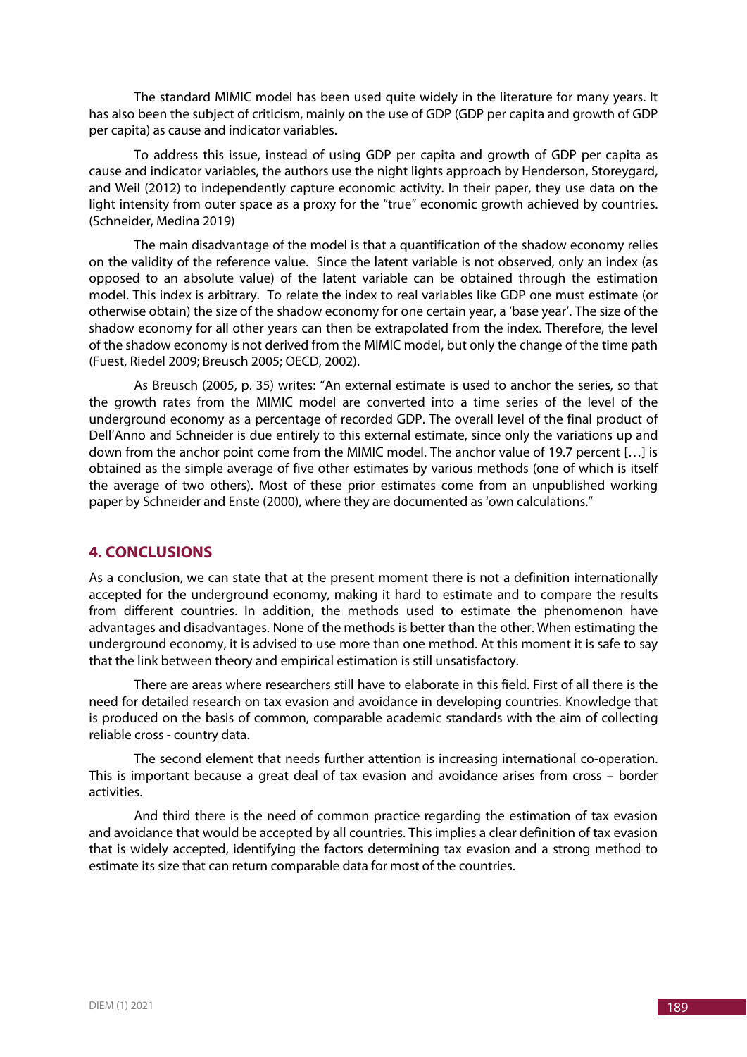The standard MIMIC model has been used quite widely in the literature for many years. It has also been the subject of criticism, mainly on the use of GDP (GDP per capita and growth of GDP per capita) as cause and indicator variables.

To address this issue, instead of using GDP per capita and growth of GDP per capita as cause and indicator variables, the authors use the night lights approach by Henderson, Storeygard, and Weil (2012) to independently capture economic activity. In their paper, they use data on the light intensity from outer space as a proxy for the "true" economic growth achieved by countries. (Schneider, Medina 2019)

The main disadvantage of the model is that a quantification of the shadow economy relies on the validity of the reference value. Since the latent variable is not observed, only an index (as opposed to an absolute value) of the latent variable can be obtained through the estimation model. This index is arbitrary. To relate the index to real variables like GDP one must estimate (or otherwise obtain) the size of the shadow economy for one certain year, a 'base year'. The size of the shadow economy for all other years can then be extrapolated from the index. Therefore, the level of the shadow economy is not derived from the MIMIC model, but only the change of the time path (Fuest, Riedel 2009; Breusch 2005; OECD, 2002).

As Breusch (2005, p. 35) writes: "An external estimate is used to anchor the series, so that the growth rates from the MIMIC model are converted into a time series of the level of the underground economy as a percentage of recorded GDP. The overall level of the final product of Dell'Anno and Schneider is due entirely to this external estimate, since only the variations up and down from the anchor point come from the MIMIC model. The anchor value of 19.7 percent […] is obtained as the simple average of five other estimates by various methods (one of which is itself the average of two others). Most of these prior estimates come from an unpublished working paper by Schneider and Enste (2000), where they are documented as 'own calculations."

## 4. CONCLUSIONS

As a conclusion, we can state that at the present moment there is not a definition internationally accepted for the underground economy, making it hard to estimate and to compare the results from different countries. In addition, the methods used to estimate the phenomenon have advantages and disadvantages. None of the methods is better than the other. When estimating the underground economy, it is advised to use more than one method. At this moment it is safe to say that the link between theory and empirical estimation is still unsatisfactory.

There are areas where researchers still have to elaborate in this field. First of all there is the need for detailed research on tax evasion and avoidance in developing countries. Knowledge that is produced on the basis of common, comparable academic standards with the aim of collecting reliable cross - country data.

The second element that needs further attention is increasing international co-operation. This is important because a great deal of tax evasion and avoidance arises from cross – border activities.

And third there is the need of common practice regarding the estimation of tax evasion and avoidance that would be accepted by all countries. This implies a clear definition of tax evasion that is widely accepted, identifying the factors determining tax evasion and a strong method to estimate its size that can return comparable data for most of the countries.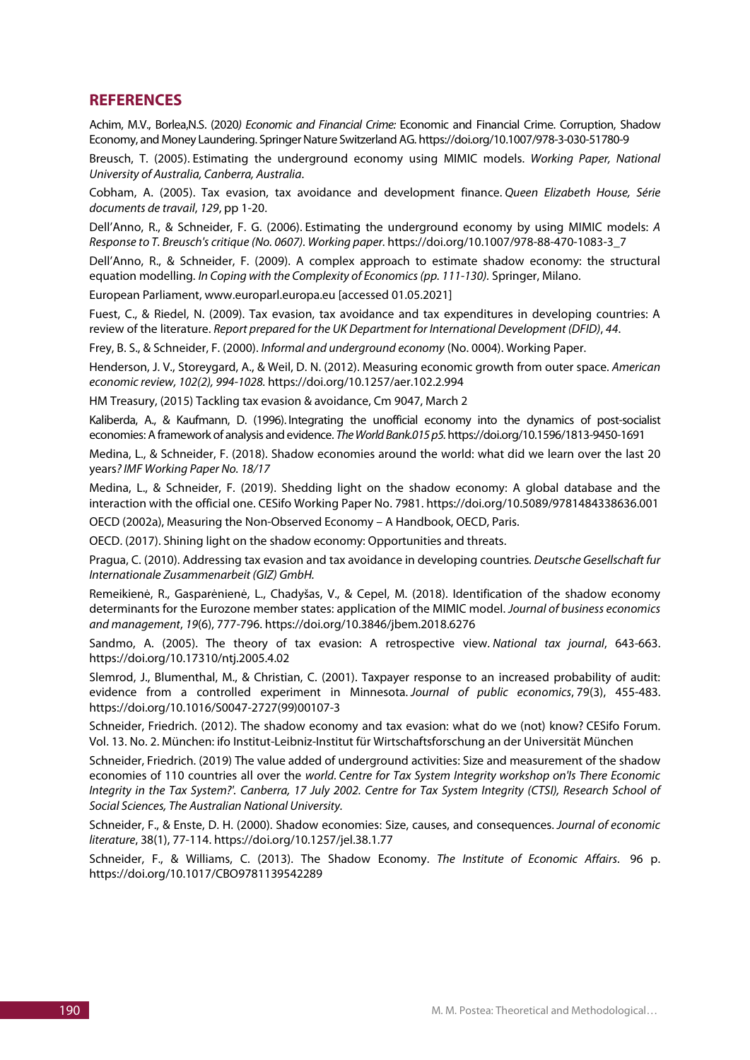## REFERENCES

Achim, M.V., Borlea,N.S. (2020*) Economic and Financial Crime:* Economic and Financial Crime. Corruption, Shadow Economy, and Money Laundering. Springer Nature Switzerland AG. https://doi.org/10.1007/978-3-030-51780-9

Breusch, T. (2005). Estimating the underground economy using MIMIC models. *Working Paper, National University of Australia, Canberra, Australia*.

Cobham, A. (2005). Tax evasion, tax avoidance and development finance. *Queen Elizabeth House, Série documents de travail*, *129*, pp 1-20.

Dell'Anno, R., & Schneider, F. G. (2006). Estimating the underground economy by using MIMIC models: *A Response to T. Breusch's critique (No. 0607). Working paper*. https://doi.org/10.1007/978-88-470-1083-3_7

Dell'Anno, R., & Schneider, F. (2009). A complex approach to estimate shadow economy: the structural equation modelling. *In Coping with the Complexity of Economics (pp. 111-130).* Springer, Milano.

European Parliament, www.europarl.europa.eu [accessed 01.05.2021]

Fuest, C., & Riedel, N. (2009). Tax evasion, tax avoidance and tax expenditures in developing countries: A review of the literature. *Report prepared for the UK Department for International Development (DFID)*, *44*.

Frey, B. S., & Schneider, F. (2000). *Informal and underground economy* (No. 0004). Working Paper.

Henderson, J. V., Storeygard, A., & Weil, D. N. (2012). Measuring economic growth from outer space. *American economic review, 102(2), 994-1028.* https://doi.org/10.1257/aer.102.2.994

HM Treasury, (2015) Tackling tax evasion & avoidance, Cm 9047, March 2

Kaliberda, A., & Kaufmann, D. (1996). Integrating the unofficial economy into the dynamics of post-socialist economies: A framework of analysis and evidence. *The World Bank.015 p5.* https://doi.org/10.1596/1813-9450-1691

Medina, L., & Schneider, F. (2018). Shadow economies around the world: what did we learn over the last 20 years*? IMF Working Paper No. 18/17*

Medina, L., & Schneider, F. (2019). Shedding light on the shadow economy: A global database and the interaction with the official one. CESifo Working Paper No. 7981. https://doi.org/10.5089/9781484338636.001

OECD (2002a), Measuring the Non-Observed Economy – A Handbook, OECD, Paris.

OECD. (2017). Shining light on the shadow economy: Opportunities and threats.

Pragua, C. (2010). Addressing tax evasion and tax avoidance in developing countries*. Deutsche Gesellschaft fur Internationale Zusammenarbeit (GIZ) GmbH.*

Remeikienė, R., Gasparėnienė, L., Chadyšas, V., & Cepel, M. (2018). Identification of the shadow economy determinants for the Eurozone member states: application of the MIMIC model. *Journal of business economics and management*, *19*(6), 777-796. https://doi.org/10.3846/jbem.2018.6276

Sandmo, A. (2005). The theory of tax evasion: A retrospective view. *National tax journal*, 643-663. https://doi.org/10.17310/ntj.2005.4.02

Slemrod, J., Blumenthal, M., & Christian, C. (2001). Taxpayer response to an increased probability of audit: evidence from a controlled experiment in Minnesota. *Journal of public economics*, 79(3), 455-483. https://doi.org/10.1016/S0047-2727(99)00107-3

Schneider, Friedrich. (2012). The shadow economy and tax evasion: what do we (not) know? CESifo Forum. Vol. 13. No. 2. München: ifo Institut-Leibniz-Institut für Wirtschaftsforschung an der Universität München

Schneider, Friedrich. (2019) The value added of underground activities: Size and measurement of the shadow economies of 110 countries all over the *world. Centre for Tax System Integrity workshop on'Is There Economic Integrity in the Tax System?'. Canberra, 17 July 2002. Centre for Tax System Integrity (CTSI), Research School of Social Sciences, The Australian National University.*

Schneider, F., & Enste, D. H. (2000). Shadow economies: Size, causes, and consequences. *Journal of economic literature*, 38(1), 77-114. https://doi.org/10.1257/jel.38.1.77

Schneider, F., & Williams, C. (2013). The Shadow Economy. *The Institute of Economic Affairs*. 96 p. https://doi.org/10.1017/CBO9781139542289